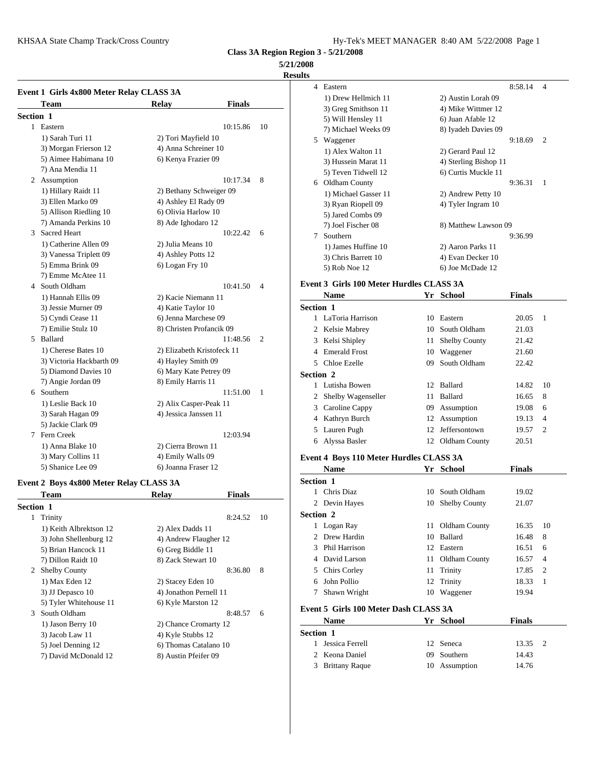## Class 3A Region Region 3 - 5/21/2008

**5/21/2008**

**Results**

### Event 1 Girls 4x800 Meter Relay CLASS 3A

| | Team | Relay | Finals | |
|---|---|---|---|---|
| **Section 1** | | | | |
| 1 | Eastern | | 10:15.86 | 10 |
| | 1) Sarah Turi 11 | 2) Tori Mayfield 10 | | |
| | 3) Morgan Frierson 12 | 4) Anna Schreiner 10 | | |
| | 5) Aimee Habimana 10 | 6) Kenya Frazier 09 | | |
| | 7) Ana Mendia 11 | | | |
| 2 | Assumption | | 10:17.34 | 8 |
| | 1) Hillary Raidt 11 | 2) Bethany Schweiger 09 | | |
| | 3) Ellen Marko 09 | 4) Ashley El Rady 09 | | |
| | 5) Allison Riedling 10 | 6) Olivia Harlow 10 | | |
| | 7) Amanda Perkins 10 | 8) Ade Ighodaro 12 | | |
| 3 | Sacred Heart | | 10:22.42 | 6 |
| | 1) Catherine Allen 09 | 2) Julia Means 10 | | |
| | 3) Vanessa Triplett 09 | 4) Ashley Potts 12 | | |
| | 5) Emma Brink 09 | 6) Logan Fry 10 | | |
| | 7) Emme McAtee 11 | | | |
| 4 | South Oldham | | 10:41.50 | 4 |
| | 1) Hannah Ellis 09 | 2) Kacie Niemann 11 | | |
| | 3) Jessie Murner 09 | 4) Katie Taylor 10 | | |
| | 5) Cyndi Cease 11 | 6) Jenna Marchese 09 | | |
| | 7) Emilie Stulz 10 | 8) Christen Profancik 09 | | |
| 5 | Ballard | | 11:48.56 | 2 |
| | 1) Cherese Bates 10 | 2) Elizabeth Kristofeck 11 | | |
| | 3) Victoria Hackbarth 09 | 4) Hayley Smith 09 | | |
| | 5) Diamond Davies 10 | 6) Mary Kate Petrey 09 | | |
| | 7) Angie Jordan 09 | 8) Emily Harris 11 | | |
| 6 | Southern | | 11:51.00 | 1 |
| | 1) Leslie Back 10 | 2) Alix Casper-Peak 11 | | |
| | 3) Sarah Hagan 09 | 4) Jessica Janssen 11 | | |
| | 5) Jackie Clark 09 | | | |
| 7 | Fern Creek | | 12:03.94 | |
| | 1) Anna Blake 10 | 2) Cierra Brown 11 | | |
| | 3) Mary Collins 11 | 4) Emily Walls 09 | | |
| | 5) Shanice Lee 09 | 6) Joanna Fraser 12 | | |

### Event 2 Boys 4x800 Meter Relay CLASS 3A

| | Team | Relay | Finals | |
|---|---|---|---|---|
| **Section 1** | | | | |
| 1 | Trinity | | 8:24.52 | 10 |
| | 1) Keith Albrektson 12 | 2) Alex Dadds 11 | | |
| | 3) John Shellenburg 12 | 4) Andrew Flaugher 12 | | |
| | 5) Brian Hancock 11 | 6) Greg Biddle 11 | | |
| | 7) Dillon Raidt 10 | 8) Zack Stewart 10 | | |
| 2 | Shelby County | | 8:36.80 | 8 |
| | 1) Max Eden 12 | 2) Stacey Eden 10 | | |
| | 3) JJ Depasco 10 | 4) Jonathon Pernell 11 | | |
| | 5) Tyler Whitehouse 11 | 6) Kyle Marston 12 | | |
| 3 | South Oldham | | 8:48.57 | 6 |
| | 1) Jason Berry 10 | 2) Chance Cromarty 12 | | |
| | 3) Jacob Law 11 | 4) Kyle Stubbs 12 | | |
| | 5) Joel Denning 12 | 6) Thomas Catalano 10 | | |
| | 7) David McDonald 12 | 8) Austin Pfeifer 09 | | |
| 4 | Eastern | | 8:58.14 | 4 |
| | 1) Drew Hellmich 11 | 2) Austin Lorah 09 | | |
| | 3) Greg Smithson 11 | 4) Mike Wittmer 12 | | |
| | 5) Will Hensley 11 | 6) Juan Afable 12 | | |
| | 7) Michael Weeks 09 | 8) Iyadeh Davies 09 | | |
| 5 | Waggener | | 9:18.69 | 2 |
| | 1) Alex Walton 11 | 2) Gerard Paul 12 | | |
| | 3) Hussein Marat 11 | 4) Sterling Bishop 11 | | |
| | 5) Teven Tidwell 12 | 6) Curtis Muckle 11 | | |
| 6 | Oldham County | | 9:36.31 | 1 |
| | 1) Michael Gasser 11 | 2) Andrew Petty 10 | | |
| | 3) Ryan Riopell 09 | 4) Tyler Ingram 10 | | |
| | 5) Jared Combs 09 | | | |
| | 7) Joel Fischer 08 | 8) Matthew Lawson 09 | | |
| 7 | Southern | | 9:36.99 | |
| | 1) James Huffine 10 | 2) Aaron Parks 11 | | |
| | 3) Chris Barrett 10 | 4) Evan Decker 10 | | |
| | 5) Rob Noe 12 | 6) Joe McDade 12 | | |

### Event 3 Girls 100 Meter Hurdles CLASS 3A

| | Name | Yr | School | Finals | |
|---|---|---|---|---|---|
| **Section 1** | | | | | |
| 1 | LaToria Harrison | 10 | Eastern | 20.05 | 1 |
| 2 | Kelsie Mabrey | 10 | South Oldham | 21.03 | |
| 3 | Kelsi Shipley | 11 | Shelby County | 21.42 | |
| 4 | Emerald Frost | 10 | Waggener | 21.60 | |
| 5 | Chloe Ezelle | 09 | South Oldham | 22.42 | |
| **Section 2** | | | | | |
| 1 | Lutisha Bowen | 12 | Ballard | 14.82 | 10 |
| 2 | Shelby Wagenseller | 11 | Ballard | 16.65 | 8 |
| 3 | Caroline Cappy | 09 | Assumption | 19.08 | 6 |
| 4 | Kathryn Burch | 12 | Assumption | 19.13 | 4 |
| 5 | Lauren Pugh | 12 | Jeffersontown | 19.57 | 2 |
| 6 | Alyssa Basler | 12 | Oldham County | 20.51 | |

### Event 4 Boys 110 Meter Hurdles CLASS 3A

| | Name | Yr | School | Finals | |
|---|---|---|---|---|---|
| **Section 1** | | | | | |
| 1 | Chris Diaz | 10 | South Oldham | 19.02 | |
| 2 | Devin Hayes | 10 | Shelby County | 21.07 | |
| **Section 2** | | | | | |
| 1 | Logan Ray | 11 | Oldham County | 16.35 | 10 |
| 2 | Drew Hardin | 10 | Ballard | 16.48 | 8 |
| 3 | Phil Harrison | 12 | Eastern | 16.51 | 6 |
| 4 | David Larson | 11 | Oldham County | 16.57 | 4 |
| 5 | Chirs Corley | 11 | Trinity | 17.85 | 2 |
| 6 | John Pollio | 12 | Trinity | 18.33 | 1 |
| 7 | Shawn Wright | 10 | Waggener | 19.94 | |

### Event 5 Girls 100 Meter Dash CLASS 3A

| | Name | Yr | School | Finals | |
|---|---|---|---|---|---|
| **Section 1** | | | | | |
| 1 | Jessica Ferrell | 12 | Seneca | 13.35 | 2 |
| 2 | Keona Daniel | 09 | Southern | 14.43 | |
| 3 | Brittany Raque | 10 | Assumption | 14.76 | |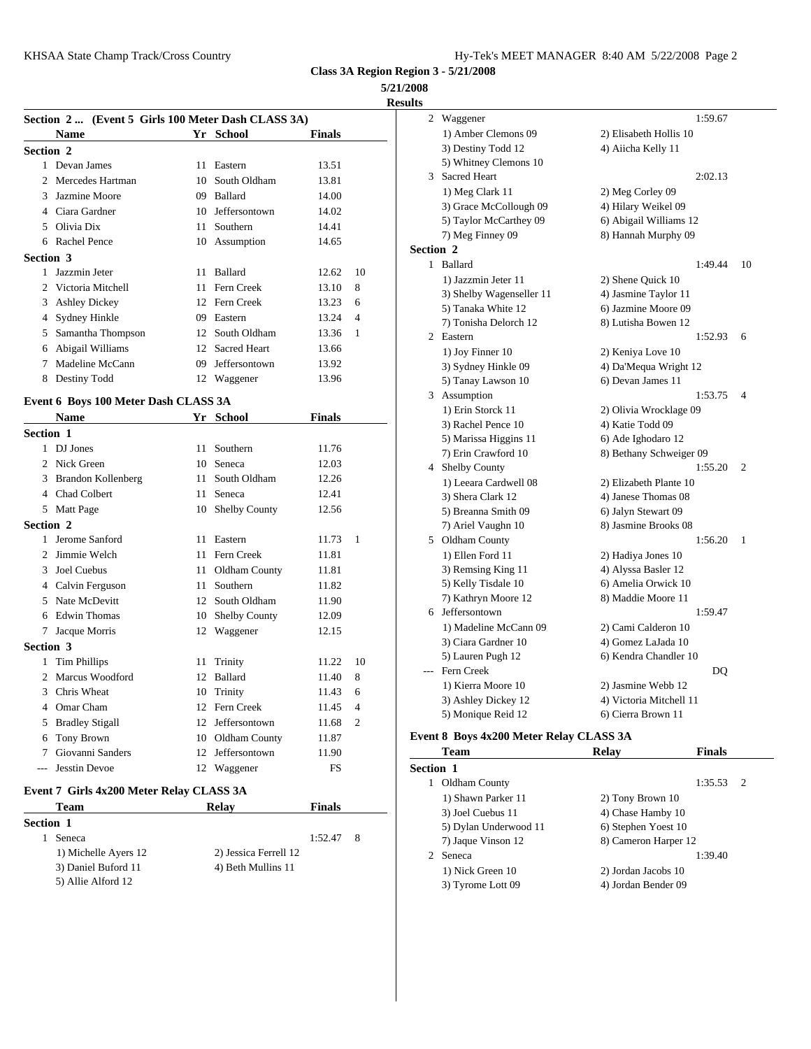## Class 3A Region Region 3 - 5/21/2008

**5/21/2008**

**Results**

### Section 2 ... (Event 5 Girls 100 Meter Dash CLASS 3A)

| | Name | Yr | School | Finals | |
|---|---|---|---|---|---|
| **Section 2** | | | | | |
| 1 | Devan James | 11 | Eastern | 13.51 | |
| 2 | Mercedes Hartman | 10 | South Oldham | 13.81 | |
| 3 | Jazmine Moore | 09 | Ballard | 14.00 | |
| 4 | Ciara Gardner | 10 | Jeffersontown | 14.02 | |
| 5 | Olivia Dix | 11 | Southern | 14.41 | |
| 6 | Rachel Pence | 10 | Assumption | 14.65 | |
| **Section 3** | | | | | |
| 1 | Jazzmin Jeter | 11 | Ballard | 12.62 | 10 |
| 2 | Victoria Mitchell | 11 | Fern Creek | 13.10 | 8 |
| 3 | Ashley Dickey | 12 | Fern Creek | 13.23 | 6 |
| 4 | Sydney Hinkle | 09 | Eastern | 13.24 | 4 |
| 5 | Samantha Thompson | 12 | South Oldham | 13.36 | 1 |
| 6 | Abigail Williams | 12 | Sacred Heart | 13.66 | |
| 7 | Madeline McCann | 09 | Jeffersontown | 13.92 | |
| 8 | Destiny Todd | 12 | Waggener | 13.96 | |

### Event 6 Boys 100 Meter Dash CLASS 3A

| | Name | Yr | School | Finals | |
|---|---|---|---|---|---|
| **Section 1** | | | | | |
| 1 | DJ Jones | 11 | Southern | 11.76 | |
| 2 | Nick Green | 10 | Seneca | 12.03 | |
| 3 | Brandon Kollenberg | 11 | South Oldham | 12.26 | |
| 4 | Chad Colbert | 11 | Seneca | 12.41 | |
| 5 | Matt Page | 10 | Shelby County | 12.56 | |
| **Section 2** | | | | | |
| 1 | Jerome Sanford | 11 | Eastern | 11.73 | 1 |
| 2 | Jimmie Welch | 11 | Fern Creek | 11.81 | |
| 3 | Joel Cuebus | 11 | Oldham County | 11.81 | |
| 4 | Calvin Ferguson | 11 | Southern | 11.82 | |
| 5 | Nate McDevitt | 12 | South Oldham | 11.90 | |
| 6 | Edwin Thomas | 10 | Shelby County | 12.09 | |
| 7 | Jacque Morris | 12 | Waggener | 12.15 | |
| **Section 3** | | | | | |
| 1 | Tim Phillips | 11 | Trinity | 11.22 | 10 |
| 2 | Marcus Woodford | 12 | Ballard | 11.40 | 8 |
| 3 | Chris Wheat | 10 | Trinity | 11.43 | 6 |
| 4 | Omar Cham | 12 | Fern Creek | 11.45 | 4 |
| 5 | Bradley Stigall | 12 | Jeffersontown | 11.68 | 2 |
| 6 | Tony Brown | 10 | Oldham County | 11.87 | |
| 7 | Giovanni Sanders | 12 | Jeffersontown | 11.90 | |
| --- | Jesstin Devoe | 12 | Waggener | FS | |

### Event 7 Girls 4x200 Meter Relay CLASS 3A

| | Team | Relay | Finals | |
|---|---|---|---|---|
| **Section 1** | | | | |
| 1 | Seneca | | 1:52.47 | 8 |
| | 1) Michelle Ayers 12 | 2) Jessica Ferrell 12 | | |
| | 3) Daniel Buford 11 | 4) Beth Mullins 11 | | |
| | 5) Allie Alford 12 | | | |
| 2 | Waggener | | 1:59.67 | |
| | 1) Amber Clemons 09 | 2) Elisabeth Hollis 10 | | |
| | 3) Destiny Todd 12 | 4) Aiicha Kelly 11 | | |
| | 5) Whitney Clemons 10 | | | |
| 3 | Sacred Heart | | 2:02.13 | |
| | 1) Meg Clark 11 | 2) Meg Corley 09 | | |
| | 3) Grace McCollough 09 | 4) Hilary Weikel 09 | | |
| | 5) Taylor McCarthey 09 | 6) Abigail Williams 12 | | |
| | 7) Meg Finney 09 | 8) Hannah Murphy 09 | | |
| **Section 2** | | | | |
| 1 | Ballard | | 1:49.44 | 10 |
| | 1) Jazzmin Jeter 11 | 2) Shene Quick 10 | | |
| | 3) Shelby Wagenseller 11 | 4) Jasmine Taylor 11 | | |
| | 5) Tanaka White 12 | 6) Jazmine Moore 09 | | |
| | 7) Tonisha Delorch 12 | 8) Lutisha Bowen 12 | | |
| 2 | Eastern | | 1:52.93 | 6 |
| | 1) Joy Finner 10 | 2) Keniya Love 10 | | |
| | 3) Sydney Hinkle 09 | 4) Da'Mequa Wright 12 | | |
| | 5) Tanay Lawson 10 | 6) Devan James 11 | | |
| 3 | Assumption | | 1:53.75 | 4 |
| | 1) Erin Storck 11 | 2) Olivia Wrocklage 09 | | |
| | 3) Rachel Pence 10 | 4) Katie Todd 09 | | |
| | 5) Marissa Higgins 11 | 6) Ade Ighodaro 12 | | |
| | 7) Erin Crawford 10 | 8) Bethany Schweiger 09 | | |
| 4 | Shelby County | | 1:55.20 | 2 |
| | 1) Leeara Cardwell 08 | 2) Elizabeth Plante 10 | | |
| | 3) Shera Clark 12 | 4) Janese Thomas 08 | | |
| | 5) Breanna Smith 09 | 6) Jalyn Stewart 09 | | |
| | 7) Ariel Vaughn 10 | 8) Jasmine Brooks 08 | | |
| 5 | Oldham County | | 1:56.20 | 1 |
| | 1) Ellen Ford 11 | 2) Hadiya Jones 10 | | |
| | 3) Remsing King 11 | 4) Alyssa Basler 12 | | |
| | 5) Kelly Tisdale 10 | 6) Amelia Orwick 10 | | |
| | 7) Kathryn Moore 12 | 8) Maddie Moore 11 | | |
| 6 | Jeffersontown | | 1:59.47 | |
| | 1) Madeline McCann 09 | 2) Cami Calderon 10 | | |
| | 3) Ciara Gardner 10 | 4) Gomez LaJada 10 | | |
| | 5) Lauren Pugh 12 | 6) Kendra Chandler 10 | | |
| --- | Fern Creek | | DQ | |
| | 1) Kierra Moore 10 | 2) Jasmine Webb 12 | | |
| | 3) Ashley Dickey 12 | 4) Victoria Mitchell 11 | | |
| | 5) Monique Reid 12 | 6) Cierra Brown 11 | | |

### Event 8 Boys 4x200 Meter Relay CLASS 3A

| | Team | Relay | Finals | |
|---|---|---|---|---|
| **Section 1** | | | | |
| 1 | Oldham County | | 1:35.53 | 2 |
| | 1) Shawn Parker 11 | 2) Tony Brown 10 | | |
| | 3) Joel Cuebus 11 | 4) Chase Hamby 10 | | |
| | 5) Dylan Underwood 11 | 6) Stephen Yoest 10 | | |
| | 7) Jaque Vinson 12 | 8) Cameron Harper 12 | | |
| 2 | Seneca | | 1:39.40 | |
| | 1) Nick Green 10 | 2) Jordan Jacobs 10 | | |
| | 3) Tyrome Lott 09 | 4) Jordan Bender 09 | | |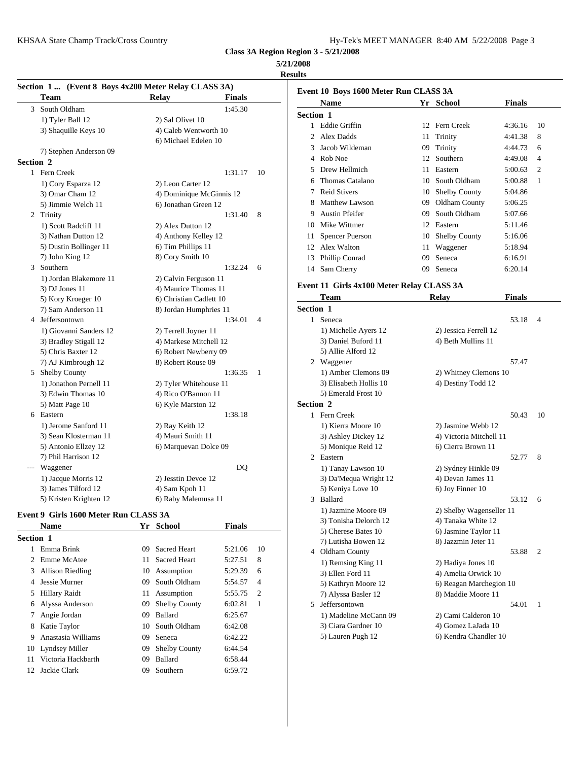**Class 3A Region Region 3 - 5/21/2008**

**5/21/2008**

**Results**

### Section 1 ... (Event 8 Boys 4x200 Meter Relay CLASS 3A)

| | Team | Relay | Finals | |
|---|---|---|---|---|
| 3 | South Oldham | | 1:45.30 | |
| | 1) Tyler Ball 12 | 2) Sal Olivet 10 | | |
| | 3) Shaquille Keys 10 | 4) Caleb Wentworth 10 | | |
| | | 6) Michael Edelen 10 | | |
| | 7) Stephen Anderson 09 | | | |
| **Section 2** | | | | |
| 1 | Fern Creek | | 1:31.17 | 10 |
| | 1) Cory Esparza 12 | 2) Leon Carter 12 | | |
| | 3) Omar Cham 12 | 4) Dominique McGinnis 12 | | |
| | 5) Jimmie Welch 11 | 6) Jonathan Green 12 | | |
| 2 | Trinity | | 1:31.40 | 8 |
| | 1) Scott Radcliff 11 | 2) Alex Dutton 12 | | |
| | 3) Nathan Dutton 12 | 4) Anthony Kelley 12 | | |
| | 5) Dustin Bollinger 11 | 6) Tim Phillips 11 | | |
| | 7) John King 12 | 8) Cory Smith 10 | | |
| 3 | Southern | | 1:32.24 | 6 |
| | 1) Jordan Blakemore 11 | 2) Calvin Ferguson 11 | | |
| | 3) DJ Jones 11 | 4) Maurice Thomas 11 | | |
| | 5) Kory Kroeger 10 | 6) Christian Cadlett 10 | | |
| | 7) Sam Anderson 11 | 8) Jordan Humphries 11 | | |
| 4 | Jeffersontown | | 1:34.01 | 4 |
| | 1) Giovanni Sanders 12 | 2) Terrell Joyner 11 | | |
| | 3) Bradley Stigall 12 | 4) Markese Mitchell 12 | | |
| | 5) Chris Baxter 12 | 6) Robert Newberry 09 | | |
| | 7) AJ Kimbrough 12 | 8) Robert Rouse 09 | | |
| 5 | Shelby County | | 1:36.35 | 1 |
| | 1) Jonathon Pernell 11 | 2) Tyler Whitehouse 11 | | |
| | 3) Edwin Thomas 10 | 4) Rico O'Bannon 11 | | |
| | 5) Matt Page 10 | 6) Kyle Marston 12 | | |
| 6 | Eastern | | 1:38.18 | |
| | 1) Jerome Sanford 11 | 2) Ray Keith 12 | | |
| | 3) Sean Klosterman 11 | 4) Mauri Smith 11 | | |
| | 5) Antonio Ellzey 12 | 6) Marquevan Dolce 09 | | |
| | 7) Phil Harrison 12 | | | |
| --- | Waggener | | DQ | |
| | 1) Jacque Morris 12 | 2) Jesstin Devoe 12 | | |
| | 3) James Tilford 12 | 4) Sam Kpoh 11 | | |
| | 5) Kristen Krighten 12 | 6) Raby Malemusa 11 | | |

### Event 9 Girls 1600 Meter Run CLASS 3A

| | Name | Yr | School | Finals | |
|---|---|---|---|---|---|
| **Section 1** | | | | | |
| 1 | Emma Brink | 09 | Sacred Heart | 5:21.06 | 10 |
| 2 | Emme McAtee | 11 | Sacred Heart | 5:27.51 | 8 |
| 3 | Allison Riedling | 10 | Assumption | 5:29.39 | 6 |
| 4 | Jessie Murner | 09 | South Oldham | 5:54.57 | 4 |
| 5 | Hillary Raidt | 11 | Assumption | 5:55.75 | 2 |
| 6 | Alyssa Anderson | 09 | Shelby County | 6:02.81 | 1 |
| 7 | Angie Jordan | 09 | Ballard | 6:25.67 | |
| 8 | Katie Taylor | 10 | South Oldham | 6:42.08 | |
| 9 | Anastasia Williams | 09 | Seneca | 6:42.22 | |
| 10 | Lyndsey Miller | 09 | Shelby County | 6:44.54 | |
| 11 | Victoria Hackbarth | 09 | Ballard | 6:58.44 | |
| 12 | Jackie Clark | 09 | Southern | 6:59.72 | |

### Event 10 Boys 1600 Meter Run CLASS 3A

| | Name | Yr | School | Finals | |
|---|---|---|---|---|---|
| **Section 1** | | | | | |
| 1 | Eddie Griffin | 12 | Fern Creek | 4:36.16 | 10 |
| 2 | Alex Dadds | 11 | Trinity | 4:41.38 | 8 |
| 3 | Jacob Wildeman | 09 | Trinity | 4:44.73 | 6 |
| 4 | Rob Noe | 12 | Southern | 4:49.08 | 4 |
| 5 | Drew Hellmich | 11 | Eastern | 5:00.63 | 2 |
| 6 | Thomas Catalano | 10 | South Oldham | 5:00.88 | 1 |
| 7 | Reid Stivers | 10 | Shelby County | 5:04.86 | |
| 8 | Matthew Lawson | 09 | Oldham County | 5:06.25 | |
| 9 | Austin Pfeifer | 09 | South Oldham | 5:07.66 | |
| 10 | Mike Wittmer | 12 | Eastern | 5:11.46 | |
| 11 | Spencer Puerson | 10 | Shelby County | 5:16.06 | |
| 12 | Alex Walton | 11 | Waggener | 5:18.94 | |
| 13 | Phillip Conrad | 09 | Seneca | 6:16.91 | |
| 14 | Sam Cherry | 09 | Seneca | 6:20.14 | |

### Event 11 Girls 4x100 Meter Relay CLASS 3A

| | Team | Relay | Finals | |
|---|---|---|---|---|
| **Section 1** | | | | |
| 1 | Seneca | | 53.18 | 4 |
| | 1) Michelle Ayers 12 | 2) Jessica Ferrell 12 | | |
| | 3) Daniel Buford 11 | 4) Beth Mullins 11 | | |
| | 5) Allie Alford 12 | | | |
| 2 | Waggener | | 57.47 | |
| | 1) Amber Clemons 09 | 2) Whitney Clemons 10 | | |
| | 3) Elisabeth Hollis 10 | 4) Destiny Todd 12 | | |
| | 5) Emerald Frost 10 | | | |
| **Section 2** | | | | |
| 1 | Fern Creek | | 50.43 | 10 |
| | 1) Kierra Moore 10 | 2) Jasmine Webb 12 | | |
| | 3) Ashley Dickey 12 | 4) Victoria Mitchell 11 | | |
| | 5) Monique Reid 12 | 6) Cierra Brown 11 | | |
| 2 | Eastern | | 52.77 | 8 |
| | 1) Tanay Lawson 10 | 2) Sydney Hinkle 09 | | |
| | 3) Da'Mequa Wright 12 | 4) Devan James 11 | | |
| | 5) Keniya Love 10 | 6) Joy Finner 10 | | |
| 3 | Ballard | | 53.12 | 6 |
| | 1) Jazmine Moore 09 | 2) Shelby Wagenseller 11 | | |
| | 3) Tonisha Delorch 12 | 4) Tanaka White 12 | | |
| | 5) Cherese Bates 10 | 6) Jasmine Taylor 11 | | |
| | 7) Lutisha Bowen 12 | 8) Jazzmin Jeter 11 | | |
| 4 | Oldham County | | 53.88 | 2 |
| | 1) Remsing King 11 | 2) Hadiya Jones 10 | | |
| | 3) Ellen Ford 11 | 4) Amelia Orwick 10 | | |
| | 5) Kathryn Moore 12 | 6) Reagan Marchegion 10 | | |
| | 7) Alyssa Basler 12 | 8) Maddie Moore 11 | | |
| 5 | Jeffersontown | | 54.01 | 1 |
| | 1) Madeline McCann 09 | 2) Cami Calderon 10 | | |
| | 3) Ciara Gardner 10 | 4) Gomez LaJada 10 | | |
| | 5) Lauren Pugh 12 | 6) Kendra Chandler 10 | | |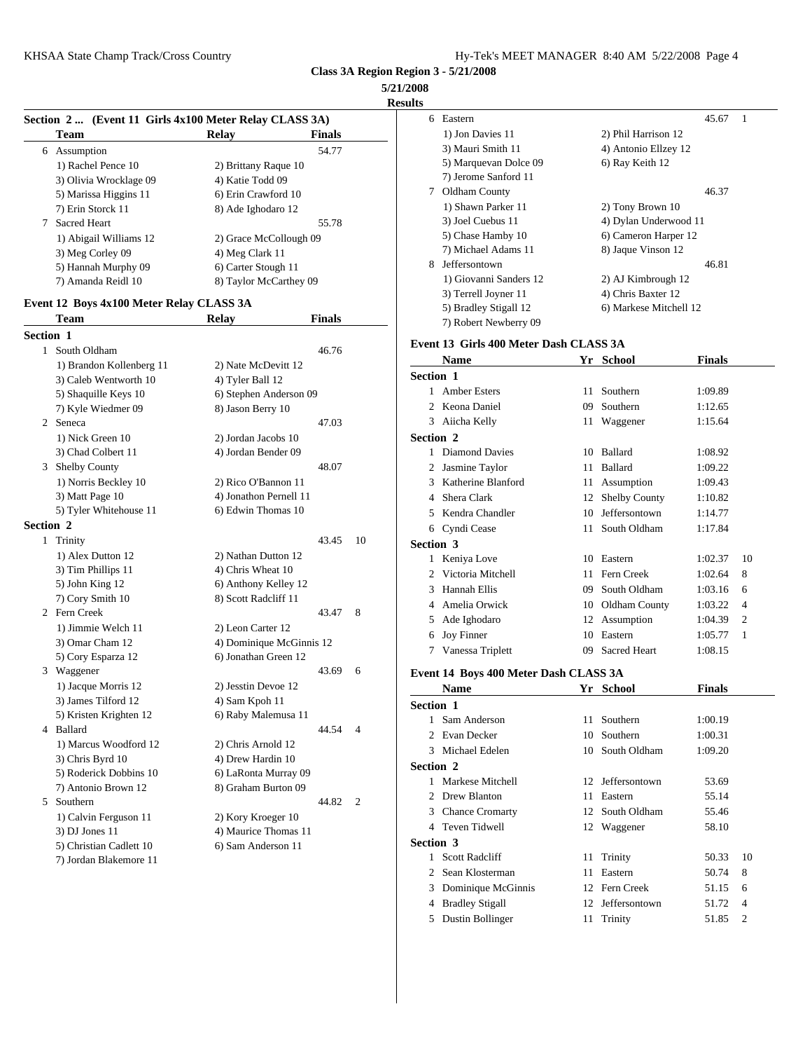**Class 3A Region Region 3 - 5/21/2008**

**5/21/2008**

**Results**

**Section 2 ... (Event 11 Girls 4x100 Meter Relay CLASS 3A)**

| Team | Relay | Finals | |
|---|---|---|---|
| 6 Assumption | | 54.77 | |
| 1) Rachel Pence 10 | 2) Brittany Raque 10 | | |
| 3) Olivia Wrocklage 09 | 4) Katie Todd 09 | | |
| 5) Marissa Higgins 11 | 6) Erin Crawford 10 | | |
| 7) Erin Storck 11 | 8) Ade Ighodaro 12 | | |
| 7 Sacred Heart | | 55.78 | |
| 1) Abigail Williams 12 | 2) Grace McCollough 09 | | |
| 3) Meg Corley 09 | 4) Meg Clark 11 | | |
| 5) Hannah Murphy 09 | 6) Carter Stough 11 | | |
| 7) Amanda Reidl 10 | 8) Taylor McCarthey 09 | | |

### Event 12 Boys 4x100 Meter Relay CLASS 3A

| Team | Relay | Finals | |
|---|---|---|---|
| **Section 1** | | | |
| 1 South Oldham | | 46.76 | |
| 1) Brandon Kollenberg 11 | 2) Nate McDevitt 12 | | |
| 3) Caleb Wentworth 10 | 4) Tyler Ball 12 | | |
| 5) Shaquille Keys 10 | 6) Stephen Anderson 09 | | |
| 7) Kyle Wiedmer 09 | 8) Jason Berry 10 | | |
| 2 Seneca | | 47.03 | |
| 1) Nick Green 10 | 2) Jordan Jacobs 10 | | |
| 3) Chad Colbert 11 | 4) Jordan Bender 09 | | |
| 3 Shelby County | | 48.07 | |
| 1) Norris Beckley 10 | 2) Rico O'Bannon 11 | | |
| 3) Matt Page 10 | 4) Jonathon Pernell 11 | | |
| 5) Tyler Whitehouse 11 | 6) Edwin Thomas 10 | | |
| **Section 2** | | | |
| 1 Trinity | | 43.45 | 10 |
| 1) Alex Dutton 12 | 2) Nathan Dutton 12 | | |
| 3) Tim Phillips 11 | 4) Chris Wheat 10 | | |
| 5) John King 12 | 6) Anthony Kelley 12 | | |
| 7) Cory Smith 10 | 8) Scott Radcliff 11 | | |
| 2 Fern Creek | | 43.47 | 8 |
| 1) Jimmie Welch 11 | 2) Leon Carter 12 | | |
| 3) Omar Cham 12 | 4) Dominique McGinnis 12 | | |
| 5) Cory Esparza 12 | 6) Jonathan Green 12 | | |
| 3 Waggener | | 43.69 | 6 |
| 1) Jacque Morris 12 | 2) Jesstin Devoe 12 | | |
| 3) James Tilford 12 | 4) Sam Kpoh 11 | | |
| 5) Kristen Krighten 12 | 6) Raby Malemusa 11 | | |
| 4 Ballard | | 44.54 | 4 |
| 1) Marcus Woodford 12 | 2) Chris Arnold 12 | | |
| 3) Chris Byrd 10 | 4) Drew Hardin 10 | | |
| 5) Roderick Dobbins 10 | 6) LaRonta Murray 09 | | |
| 7) Antonio Brown 12 | 8) Graham Burton 09 | | |
| 5 Southern | | 44.82 | 2 |
| 1) Calvin Ferguson 11 | 2) Kory Kroeger 10 | | |
| 3) DJ Jones 11 | 4) Maurice Thomas 11 | | |
| 5) Christian Cadlett 10 | 6) Sam Anderson 11 | | |
| 7) Jordan Blakemore 11 | | | |
| 6 Eastern | | 45.67 | 1 |
| 1) Jon Davies 11 | 2) Phil Harrison 12 | | |
| 3) Mauri Smith 11 | 4) Antonio Ellzey 12 | | |
| 5) Marquevan Dolce 09 | 6) Ray Keith 12 | | |
| 7) Jerome Sanford 11 | | | |
| 7 Oldham County | | 46.37 | |
| 1) Shawn Parker 11 | 2) Tony Brown 10 | | |
| 3) Joel Cuebus 11 | 4) Dylan Underwood 11 | | |
| 5) Chase Hamby 10 | 6) Cameron Harper 12 | | |
| 7) Michael Adams 11 | 8) Jaque Vinson 12 | | |
| 8 Jeffersontown | | 46.81 | |
| 1) Giovanni Sanders 12 | 2) AJ Kimbrough 12 | | |
| 3) Terrell Joyner 11 | 4) Chris Baxter 12 | | |
| 5) Bradley Stigall 12 | 6) Markese Mitchell 12 | | |
| 7) Robert Newberry 09 | | | |

### Event 13 Girls 400 Meter Dash CLASS 3A

| Name | Yr | School | Finals | |
|---|---|---|---|---|
| **Section 1** | | | | |
| 1 Amber Esters | 11 | Southern | 1:09.89 | |
| 2 Keona Daniel | 09 | Southern | 1:12.65 | |
| 3 Aiicha Kelly | 11 | Waggener | 1:15.64 | |
| **Section 2** | | | | |
| 1 Diamond Davies | 10 | Ballard | 1:08.92 | |
| 2 Jasmine Taylor | 11 | Ballard | 1:09.22 | |
| 3 Katherine Blanford | 11 | Assumption | 1:09.43 | |
| 4 Shera Clark | 12 | Shelby County | 1:10.82 | |
| 5 Kendra Chandler | 10 | Jeffersontown | 1:14.77 | |
| 6 Cyndi Cease | 11 | South Oldham | 1:17.84 | |
| **Section 3** | | | | |
| 1 Keniya Love | 10 | Eastern | 1:02.37 | 10 |
| 2 Victoria Mitchell | 11 | Fern Creek | 1:02.64 | 8 |
| 3 Hannah Ellis | 09 | South Oldham | 1:03.16 | 6 |
| 4 Amelia Orwick | 10 | Oldham County | 1:03.22 | 4 |
| 5 Ade Ighodaro | 12 | Assumption | 1:04.39 | 2 |
| 6 Joy Finner | 10 | Eastern | 1:05.77 | 1 |
| 7 Vanessa Triplett | 09 | Sacred Heart | 1:08.15 | |

### Event 14 Boys 400 Meter Dash CLASS 3A

| Name | Yr | School | Finals | |
|---|---|---|---|---|
| **Section 1** | | | | |
| 1 Sam Anderson | 11 | Southern | 1:00.19 | |
| 2 Evan Decker | 10 | Southern | 1:00.31 | |
| 3 Michael Edelen | 10 | South Oldham | 1:09.20 | |
| **Section 2** | | | | |
| 1 Markese Mitchell | 12 | Jeffersontown | 53.69 | |
| 2 Drew Blanton | 11 | Eastern | 55.14 | |
| 3 Chance Cromarty | 12 | South Oldham | 55.46 | |
| 4 Teven Tidwell | 12 | Waggener | 58.10 | |
| **Section 3** | | | | |
| 1 Scott Radcliff | 11 | Trinity | 50.33 | 10 |
| 2 Sean Klosterman | 11 | Eastern | 50.74 | 8 |
| 3 Dominique McGinnis | 12 | Fern Creek | 51.15 | 6 |
| 4 Bradley Stigall | 12 | Jeffersontown | 51.72 | 4 |
| 5 Dustin Bollinger | 11 | Trinity | 51.85 | 2 |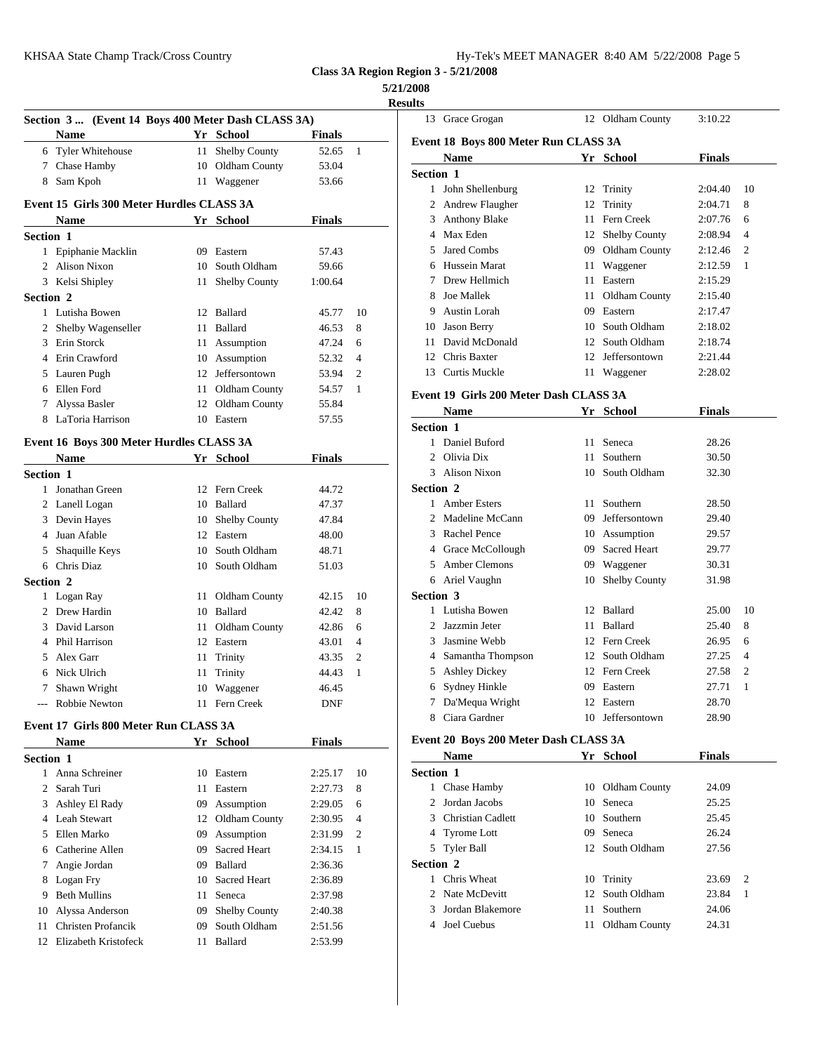**Class 3A Region Region 3 - 5/21/2008**

**5/21/2008**

**Results**

### Section 3 ... (Event 14 Boys 400 Meter Dash CLASS 3A)

| | Name | Yr | School | Finals | |
|---|---|---|---|---|---|
| 6 | Tyler Whitehouse | 11 | Shelby County | 52.65 | 1 |
| 7 | Chase Hamby | 10 | Oldham County | 53.04 | |
| 8 | Sam Kpoh | 11 | Waggener | 53.66 | |

### Event 15 Girls 300 Meter Hurdles CLASS 3A

| | Name | Yr | School | Finals | |
|---|---|---|---|---|---|
| **Section 1** | | | | | |
| 1 | Epiphanie Macklin | 09 | Eastern | 57.43 | |
| 2 | Alison Nixon | 10 | South Oldham | 59.66 | |
| 3 | Kelsi Shipley | 11 | Shelby County | 1:00.64 | |
| **Section 2** | | | | | |
| 1 | Lutisha Bowen | 12 | Ballard | 45.77 | 10 |
| 2 | Shelby Wagenseller | 11 | Ballard | 46.53 | 8 |
| 3 | Erin Storck | 11 | Assumption | 47.24 | 6 |
| 4 | Erin Crawford | 10 | Assumption | 52.32 | 4 |
| 5 | Lauren Pugh | 12 | Jeffersontown | 53.94 | 2 |
| 6 | Ellen Ford | 11 | Oldham County | 54.57 | 1 |
| 7 | Alyssa Basler | 12 | Oldham County | 55.84 | |
| 8 | LaToria Harrison | 10 | Eastern | 57.55 | |

### Event 16 Boys 300 Meter Hurdles CLASS 3A

| | Name | Yr | School | Finals | |
|---|---|---|---|---|---|
| **Section 1** | | | | | |
| 1 | Jonathan Green | 12 | Fern Creek | 44.72 | |
| 2 | Lanell Logan | 10 | Ballard | 47.37 | |
| 3 | Devin Hayes | 10 | Shelby County | 47.84 | |
| 4 | Juan Afable | 12 | Eastern | 48.00 | |
| 5 | Shaquille Keys | 10 | South Oldham | 48.71 | |
| 6 | Chris Diaz | 10 | South Oldham | 51.03 | |
| **Section 2** | | | | | |
| 1 | Logan Ray | 11 | Oldham County | 42.15 | 10 |
| 2 | Drew Hardin | 10 | Ballard | 42.42 | 8 |
| 3 | David Larson | 11 | Oldham County | 42.86 | 6 |
| 4 | Phil Harrison | 12 | Eastern | 43.01 | 4 |
| 5 | Alex Garr | 11 | Trinity | 43.35 | 2 |
| 6 | Nick Ulrich | 11 | Trinity | 44.43 | 1 |
| 7 | Shawn Wright | 10 | Waggener | 46.45 | |
| --- | Robbie Newton | 11 | Fern Creek | DNF | |

### Event 17 Girls 800 Meter Run CLASS 3A

| | Name | Yr | School | Finals | |
|---|---|---|---|---|---|
| **Section 1** | | | | | |
| 1 | Anna Schreiner | 10 | Eastern | 2:25.17 | 10 |
| 2 | Sarah Turi | 11 | Eastern | 2:27.73 | 8 |
| 3 | Ashley El Rady | 09 | Assumption | 2:29.05 | 6 |
| 4 | Leah Stewart | 12 | Oldham County | 2:30.95 | 4 |
| 5 | Ellen Marko | 09 | Assumption | 2:31.99 | 2 |
| 6 | Catherine Allen | 09 | Sacred Heart | 2:34.15 | 1 |
| 7 | Angie Jordan | 09 | Ballard | 2:36.36 | |
| 8 | Logan Fry | 10 | Sacred Heart | 2:36.89 | |
| 9 | Beth Mullins | 11 | Seneca | 2:37.98 | |
| 10 | Alyssa Anderson | 09 | Shelby County | 2:40.38 | |
| 11 | Christen Profancik | 09 | South Oldham | 2:51.56 | |
| 12 | Elizabeth Kristofeck | 11 | Ballard | 2:53.99 | |
| 13 | Grace Grogan | 12 | Oldham County | 3:10.22 | |

### Event 18 Boys 800 Meter Run CLASS 3A

| | Name | Yr | School | Finals | |
|---|---|---|---|---|---|
| **Section 1** | | | | | |
| 1 | John Shellenburg | 12 | Trinity | 2:04.40 | 10 |
| 2 | Andrew Flaugher | 12 | Trinity | 2:04.71 | 8 |
| 3 | Anthony Blake | 11 | Fern Creek | 2:07.76 | 6 |
| 4 | Max Eden | 12 | Shelby County | 2:08.94 | 4 |
| 5 | Jared Combs | 09 | Oldham County | 2:12.46 | 2 |
| 6 | Hussein Marat | 11 | Waggener | 2:12.59 | 1 |
| 7 | Drew Hellmich | 11 | Eastern | 2:15.29 | |
| 8 | Joe Mallek | 11 | Oldham County | 2:15.40 | |
| 9 | Austin Lorah | 09 | Eastern | 2:17.47 | |
| 10 | Jason Berry | 10 | South Oldham | 2:18.02 | |
| 11 | David McDonald | 12 | South Oldham | 2:18.74 | |
| 12 | Chris Baxter | 12 | Jeffersontown | 2:21.44 | |
| 13 | Curtis Muckle | 11 | Waggener | 2:28.02 | |

### Event 19 Girls 200 Meter Dash CLASS 3A

| | Name | Yr | School | Finals | |
|---|---|---|---|---|---|
| **Section 1** | | | | | |
| 1 | Daniel Buford | 11 | Seneca | 28.26 | |
| 2 | Olivia Dix | 11 | Southern | 30.50 | |
| 3 | Alison Nixon | 10 | South Oldham | 32.30 | |
| **Section 2** | | | | | |
| 1 | Amber Esters | 11 | Southern | 28.50 | |
| 2 | Madeline McCann | 09 | Jeffersontown | 29.40 | |
| 3 | Rachel Pence | 10 | Assumption | 29.57 | |
| 4 | Grace McCollough | 09 | Sacred Heart | 29.77 | |
| 5 | Amber Clemons | 09 | Waggener | 30.31 | |
| 6 | Ariel Vaughn | 10 | Shelby County | 31.98 | |
| **Section 3** | | | | | |
| 1 | Lutisha Bowen | 12 | Ballard | 25.00 | 10 |
| 2 | Jazzmin Jeter | 11 | Ballard | 25.40 | 8 |
| 3 | Jasmine Webb | 12 | Fern Creek | 26.95 | 6 |
| 4 | Samantha Thompson | 12 | South Oldham | 27.25 | 4 |
| 5 | Ashley Dickey | 12 | Fern Creek | 27.58 | 2 |
| 6 | Sydney Hinkle | 09 | Eastern | 27.71 | 1 |
| 7 | Da'Mequa Wright | 12 | Eastern | 28.70 | |
| 8 | Ciara Gardner | 10 | Jeffersontown | 28.90 | |

### Event 20 Boys 200 Meter Dash CLASS 3A

| | Name | Yr | School | Finals | |
|---|---|---|---|---|---|
| **Section 1** | | | | | |
| 1 | Chase Hamby | 10 | Oldham County | 24.09 | |
| 2 | Jordan Jacobs | 10 | Seneca | 25.25 | |
| 3 | Christian Cadlett | 10 | Southern | 25.45 | |
| 4 | Tyrome Lott | 09 | Seneca | 26.24 | |
| 5 | Tyler Ball | 12 | South Oldham | 27.56 | |
| **Section 2** | | | | | |
| 1 | Chris Wheat | 10 | Trinity | 23.69 | 2 |
| 2 | Nate McDevitt | 12 | South Oldham | 23.84 | 1 |
| 3 | Jordan Blakemore | 11 | Southern | 24.06 | |
| 4 | Joel Cuebus | 11 | Oldham County | 24.31 | |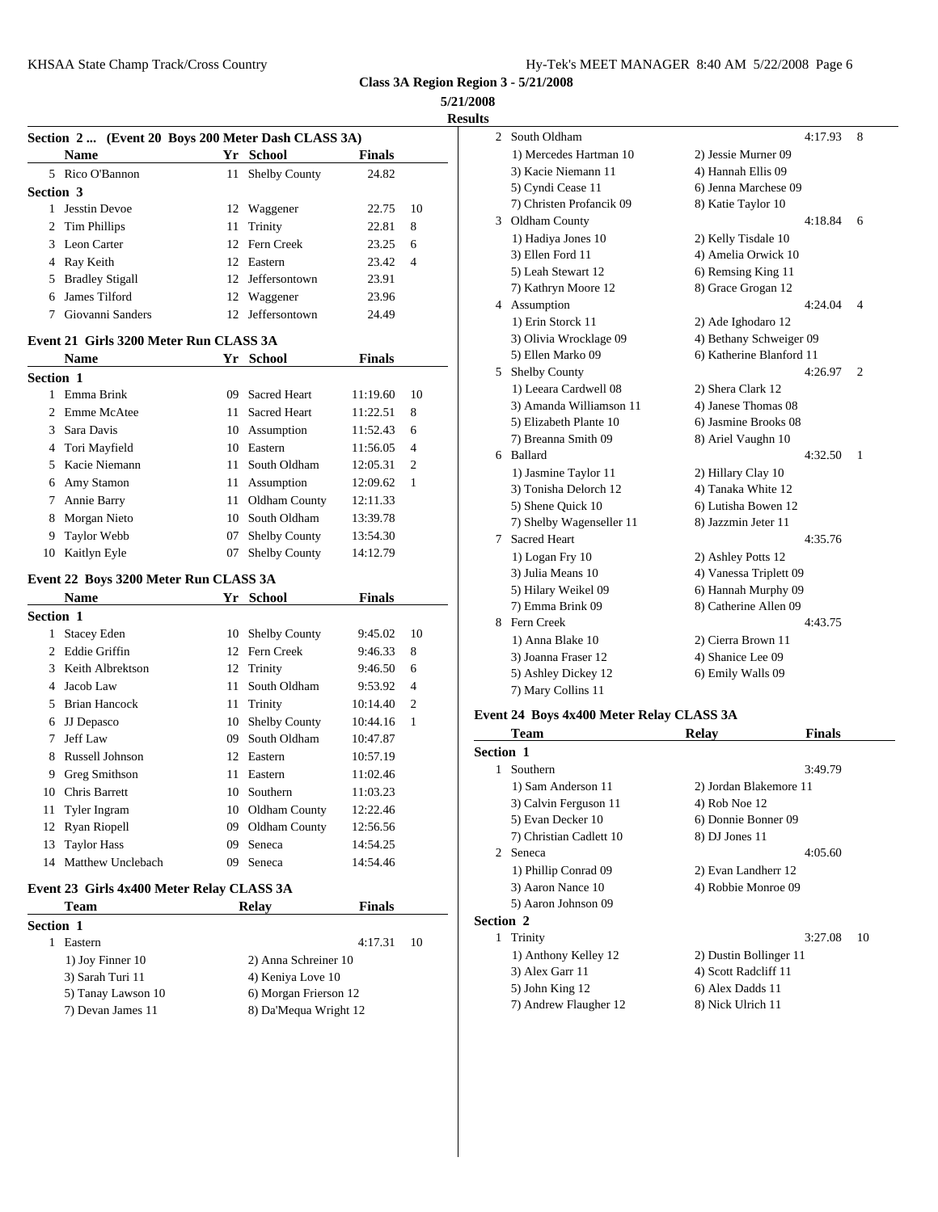**Class 3A Region Region 3 - 5/21/2008**

**5/21/2008**

**Results**

### Section 2 ... (Event 20 Boys 200 Meter Dash CLASS 3A)

| | Name | Yr | School | Finals | |
|---|---|---|---|---|---|
| 5 | Rico O'Bannon | 11 | Shelby County | 24.82 | |
| **Section 3** | | | | | |
| 1 | Jesstin Devoe | 12 | Waggener | 22.75 | 10 |
| 2 | Tim Phillips | 11 | Trinity | 22.81 | 8 |
| 3 | Leon Carter | 12 | Fern Creek | 23.25 | 6 |
| 4 | Ray Keith | 12 | Eastern | 23.42 | 4 |
| 5 | Bradley Stigall | 12 | Jeffersontown | 23.91 | |
| 6 | James Tilford | 12 | Waggener | 23.96 | |
| 7 | Giovanni Sanders | 12 | Jeffersontown | 24.49 | |

### Event 21 Girls 3200 Meter Run CLASS 3A

| | Name | Yr | School | Finals | |
|---|---|---|---|---|---|
| **Section 1** | | | | | |
| 1 | Emma Brink | 09 | Sacred Heart | 11:19.60 | 10 |
| 2 | Emme McAtee | 11 | Sacred Heart | 11:22.51 | 8 |
| 3 | Sara Davis | 10 | Assumption | 11:52.43 | 6 |
| 4 | Tori Mayfield | 10 | Eastern | 11:56.05 | 4 |
| 5 | Kacie Niemann | 11 | South Oldham | 12:05.31 | 2 |
| 6 | Amy Stamon | 11 | Assumption | 12:09.62 | 1 |
| 7 | Annie Barry | 11 | Oldham County | 12:11.33 | |
| 8 | Morgan Nieto | 10 | South Oldham | 13:39.78 | |
| 9 | Taylor Webb | 07 | Shelby County | 13:54.30 | |
| 10 | Kaitlyn Eyle | 07 | Shelby County | 14:12.79 | |

### Event 22 Boys 3200 Meter Run CLASS 3A

| | Name | Yr | School | Finals | |
|---|---|---|---|---|---|
| **Section 1** | | | | | |
| 1 | Stacey Eden | 10 | Shelby County | 9:45.02 | 10 |
| 2 | Eddie Griffin | 12 | Fern Creek | 9:46.33 | 8 |
| 3 | Keith Albrektson | 12 | Trinity | 9:46.50 | 6 |
| 4 | Jacob Law | 11 | South Oldham | 9:53.92 | 4 |
| 5 | Brian Hancock | 11 | Trinity | 10:14.40 | 2 |
| 6 | JJ Depasco | 10 | Shelby County | 10:44.16 | 1 |
| 7 | Jeff Law | 09 | South Oldham | 10:47.87 | |
| 8 | Russell Johnson | 12 | Eastern | 10:57.19 | |
| 9 | Greg Smithson | 11 | Eastern | 11:02.46 | |
| 10 | Chris Barrett | 10 | Southern | 11:03.23 | |
| 11 | Tyler Ingram | 10 | Oldham County | 12:22.46 | |
| 12 | Ryan Riopell | 09 | Oldham County | 12:56.56 | |
| 13 | Taylor Hass | 09 | Seneca | 14:54.25 | |
| 14 | Matthew Unclebach | 09 | Seneca | 14:54.46 | |

### Event 23 Girls 4x400 Meter Relay CLASS 3A

| | Team | Relay | Finals | |
|---|---|---|---|---|
| **Section 1** | | | | |
| 1 | Eastern | | 4:17.31 | 10 |
| | 1) Joy Finner 10 | 2) Anna Schreiner 10 | | |
| | 3) Sarah Turi 11 | 4) Keniya Love 10 | | |
| | 5) Tanay Lawson 10 | 6) Morgan Frierson 12 | | |
| | 7) Devan James 11 | 8) Da'Mequa Wright 12 | | |
| 2 | South Oldham | | 4:17.93 | 8 |
| | 1) Mercedes Hartman 10 | 2) Jessie Murner 09 | | |
| | 3) Kacie Niemann 11 | 4) Hannah Ellis 09 | | |
| | 5) Cyndi Cease 11 | 6) Jenna Marchese 09 | | |
| | 7) Christen Profancik 09 | 8) Katie Taylor 10 | | |
| 3 | Oldham County | | 4:18.84 | 6 |
| | 1) Hadiya Jones 10 | 2) Kelly Tisdale 10 | | |
| | 3) Ellen Ford 11 | 4) Amelia Orwick 10 | | |
| | 5) Leah Stewart 12 | 6) Remsing King 11 | | |
| | 7) Kathryn Moore 12 | 8) Grace Grogan 12 | | |
| 4 | Assumption | | 4:24.04 | 4 |
| | 1) Erin Storck 11 | 2) Ade Ighodaro 12 | | |
| | 3) Olivia Wrocklage 09 | 4) Bethany Schweiger 09 | | |
| | 5) Ellen Marko 09 | 6) Katherine Blanford 11 | | |
| 5 | Shelby County | | 4:26.97 | 2 |
| | 1) Leeara Cardwell 08 | 2) Shera Clark 12 | | |
| | 3) Amanda Williamson 11 | 4) Janese Thomas 08 | | |
| | 5) Elizabeth Plante 10 | 6) Jasmine Brooks 08 | | |
| | 7) Breanna Smith 09 | 8) Ariel Vaughn 10 | | |
| 6 | Ballard | | 4:32.50 | 1 |
| | 1) Jasmine Taylor 11 | 2) Hillary Clay 10 | | |
| | 3) Tonisha Delorch 12 | 4) Tanaka White 12 | | |
| | 5) Shene Quick 10 | 6) Lutisha Bowen 12 | | |
| | 7) Shelby Wagenseller 11 | 8) Jazzmin Jeter 11 | | |
| 7 | Sacred Heart | | 4:35.76 | |
| | 1) Logan Fry 10 | 2) Ashley Potts 12 | | |
| | 3) Julia Means 10 | 4) Vanessa Triplett 09 | | |
| | 5) Hilary Weikel 09 | 6) Hannah Murphy 09 | | |
| | 7) Emma Brink 09 | 8) Catherine Allen 09 | | |
| 8 | Fern Creek | | 4:43.75 | |
| | 1) Anna Blake 10 | 2) Cierra Brown 11 | | |
| | 3) Joanna Fraser 12 | 4) Shanice Lee 09 | | |
| | 5) Ashley Dickey 12 | 6) Emily Walls 09 | | |
| | 7) Mary Collins 11 | | | |

### Event 24 Boys 4x400 Meter Relay CLASS 3A

| | Team | Relay | Finals | |
|---|---|---|---|---|
| **Section 1** | | | | |
| 1 | Southern | | 3:49.79 | |
| | 1) Sam Anderson 11 | 2) Jordan Blakemore 11 | | |
| | 3) Calvin Ferguson 11 | 4) Rob Noe 12 | | |
| | 5) Evan Decker 10 | 6) Donnie Bonner 09 | | |
| | 7) Christian Cadlett 10 | 8) DJ Jones 11 | | |
| 2 | Seneca | | 4:05.60 | |
| | 1) Phillip Conrad 09 | 2) Evan Landherr 12 | | |
| | 3) Aaron Nance 10 | 4) Robbie Monroe 09 | | |
| | 5) Aaron Johnson 09 | | | |
| **Section 2** | | | | |
| 1 | Trinity | | 3:27.08 | 10 |
| | 1) Anthony Kelley 12 | 2) Dustin Bollinger 11 | | |
| | 3) Alex Garr 11 | 4) Scott Radcliff 11 | | |
| | 5) John King 12 | 6) Alex Dadds 11 | | |
| | 7) Andrew Flaugher 12 | 8) Nick Ulrich 11 | | |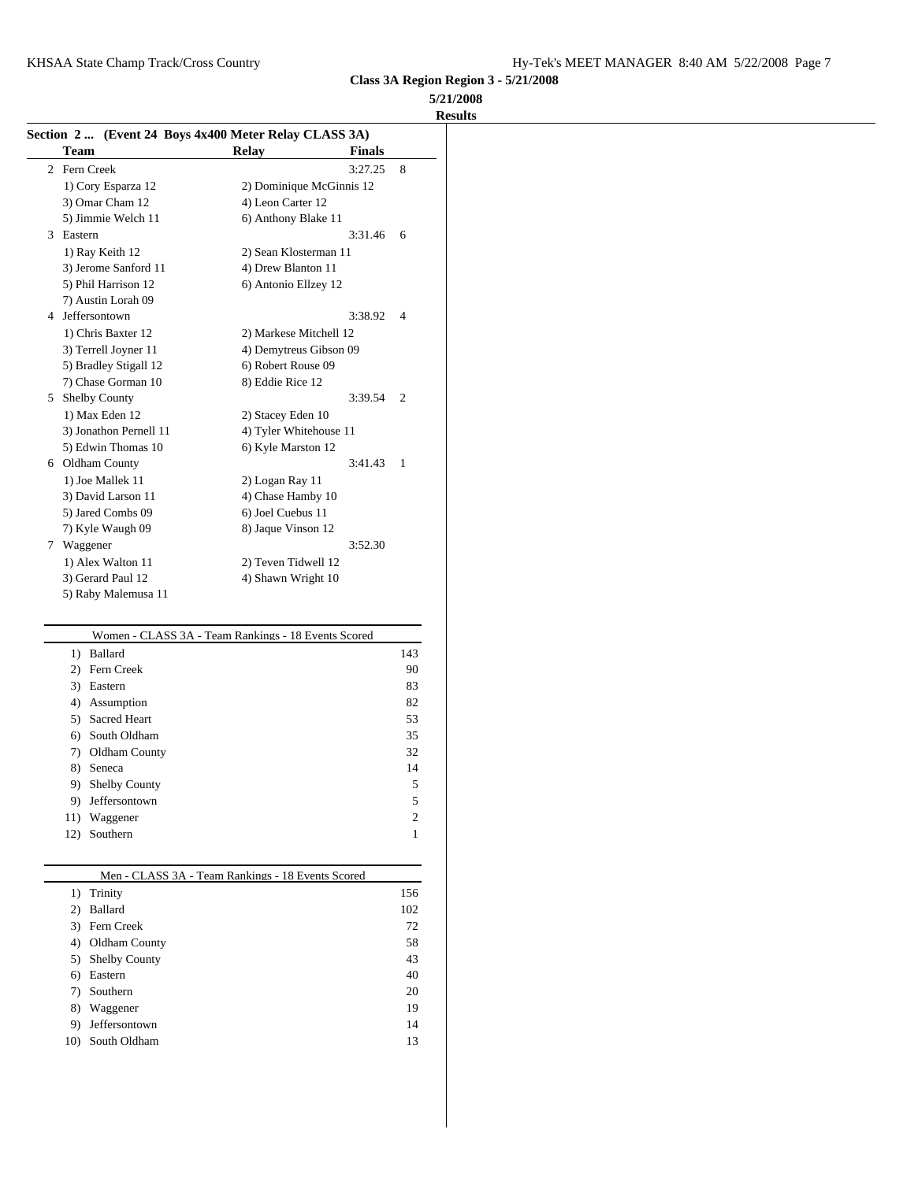**Class 3A Region Region 3 - 5/21/2008**

**5/21/2008**

**Results**

### Section 2 ... (Event 24 Boys 4x400 Meter Relay CLASS 3A)

| | Team | Relay | Finals | |
|---|---|---|---|---|
| 2 | Fern Creek | | 3:27.25 | 8 |
| | 1) Cory Esparza 12 | 2) Dominique McGinnis 12 | | |
| | 3) Omar Cham 12 | 4) Leon Carter 12 | | |
| | 5) Jimmie Welch 11 | 6) Anthony Blake 11 | | |
| 3 | Eastern | | 3:31.46 | 6 |
| | 1) Ray Keith 12 | 2) Sean Klosterman 11 | | |
| | 3) Jerome Sanford 11 | 4) Drew Blanton 11 | | |
| | 5) Phil Harrison 12 | 6) Antonio Ellzey 12 | | |
| | 7) Austin Lorah 09 | | | |
| 4 | Jeffersontown | | 3:38.92 | 4 |
| | 1) Chris Baxter 12 | 2) Markese Mitchell 12 | | |
| | 3) Terrell Joyner 11 | 4) Demytreus Gibson 09 | | |
| | 5) Bradley Stigall 12 | 6) Robert Rouse 09 | | |
| | 7) Chase Gorman 10 | 8) Eddie Rice 12 | | |
| 5 | Shelby County | | 3:39.54 | 2 |
| | 1) Max Eden 12 | 2) Stacey Eden 10 | | |
| | 3) Jonathon Pernell 11 | 4) Tyler Whitehouse 11 | | |
| | 5) Edwin Thomas 10 | 6) Kyle Marston 12 | | |
| 6 | Oldham County | | 3:41.43 | 1 |
| | 1) Joe Mallek 11 | 2) Logan Ray 11 | | |
| | 3) David Larson 11 | 4) Chase Hamby 10 | | |
| | 5) Jared Combs 09 | 6) Joel Cuebus 11 | | |
| | 7) Kyle Waugh 09 | 8) Jaque Vinson 12 | | |
| 7 | Waggener | | 3:52.30 | |
| | 1) Alex Walton 11 | 2) Teven Tidwell 12 | | |
| | 3) Gerard Paul 12 | 4) Shawn Wright 10 | | |
| | 5) Raby Malemusa 11 | | | |

### Women - CLASS 3A - Team Rankings - 18 Events Scored

| | | |
|---|---|---|
| 1) | Ballard | 143 |
| 2) | Fern Creek | 90 |
| 3) | Eastern | 83 |
| 4) | Assumption | 82 |
| 5) | Sacred Heart | 53 |
| 6) | South Oldham | 35 |
| 7) | Oldham County | 32 |
| 8) | Seneca | 14 |
| 9) | Shelby County | 5 |
| 9) | Jeffersontown | 5 |
| 11) | Waggener | 2 |
| 12) | Southern | 1 |

### Men - CLASS 3A - Team Rankings - 18 Events Scored

| | | |
|---|---|---|
| 1) | Trinity | 156 |
| 2) | Ballard | 102 |
| 3) | Fern Creek | 72 |
| 4) | Oldham County | 58 |
| 5) | Shelby County | 43 |
| 6) | Eastern | 40 |
| 7) | Southern | 20 |
| 8) | Waggener | 19 |
| 9) | Jeffersontown | 14 |
| 10) | South Oldham | 13 |